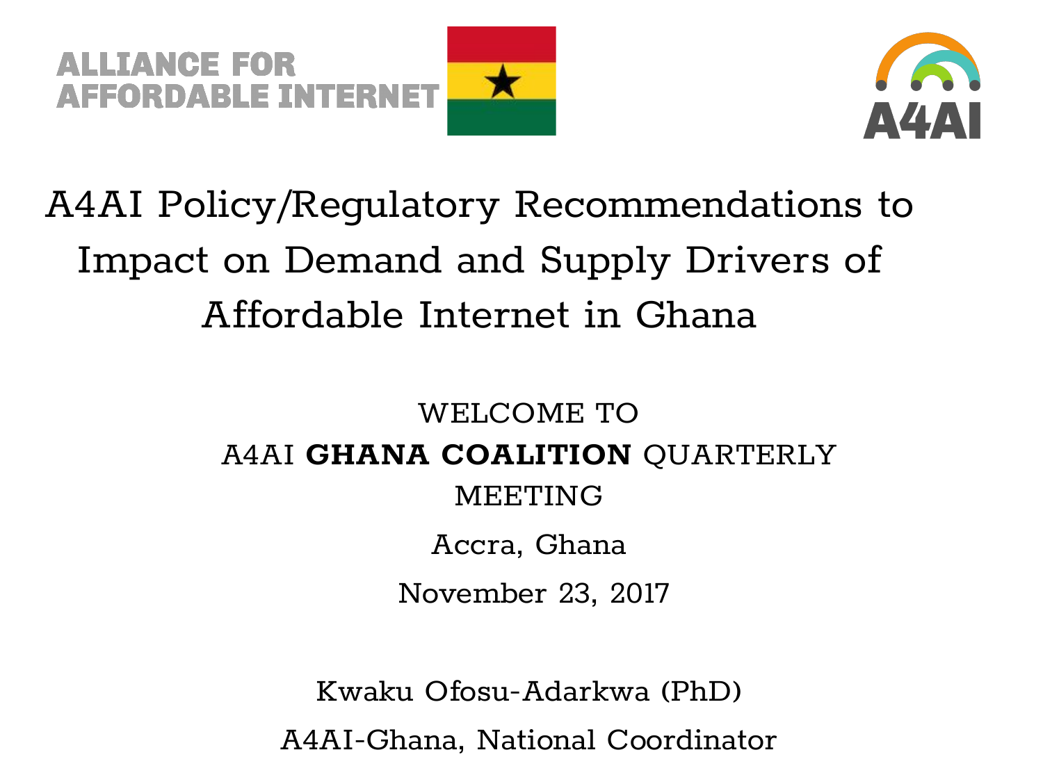ALLIANCE FOR AFFORDABLE INTERNET

A4AI

# A4AI Policy/Regulatory Recommendations to Impact on Demand and Supply Drivers of Affordable Internet in Ghana

WELCOME TO
A4AI **GHANA COALITION** QUARTERLY MEETING

Accra, Ghana

November 23, 2017

Kwaku Ofosu-Adarkwa (PhD)

A4AI-Ghana, National Coordinator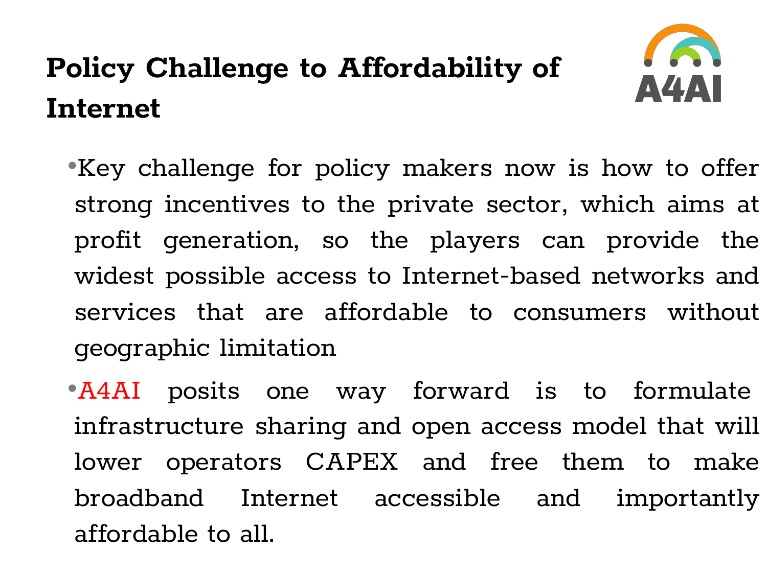# Policy Challenge to Affordability of Internet

- Key challenge for policy makers now is how to offer strong incentives to the private sector, which aims at profit generation, so the players can provide the widest possible access to Internet-based networks and services that are affordable to consumers without geographic limitation
- A4AI posits one way forward is to formulate infrastructure sharing and open access model that will lower operators CAPEX and free them to make broadband Internet accessible and importantly affordable to all.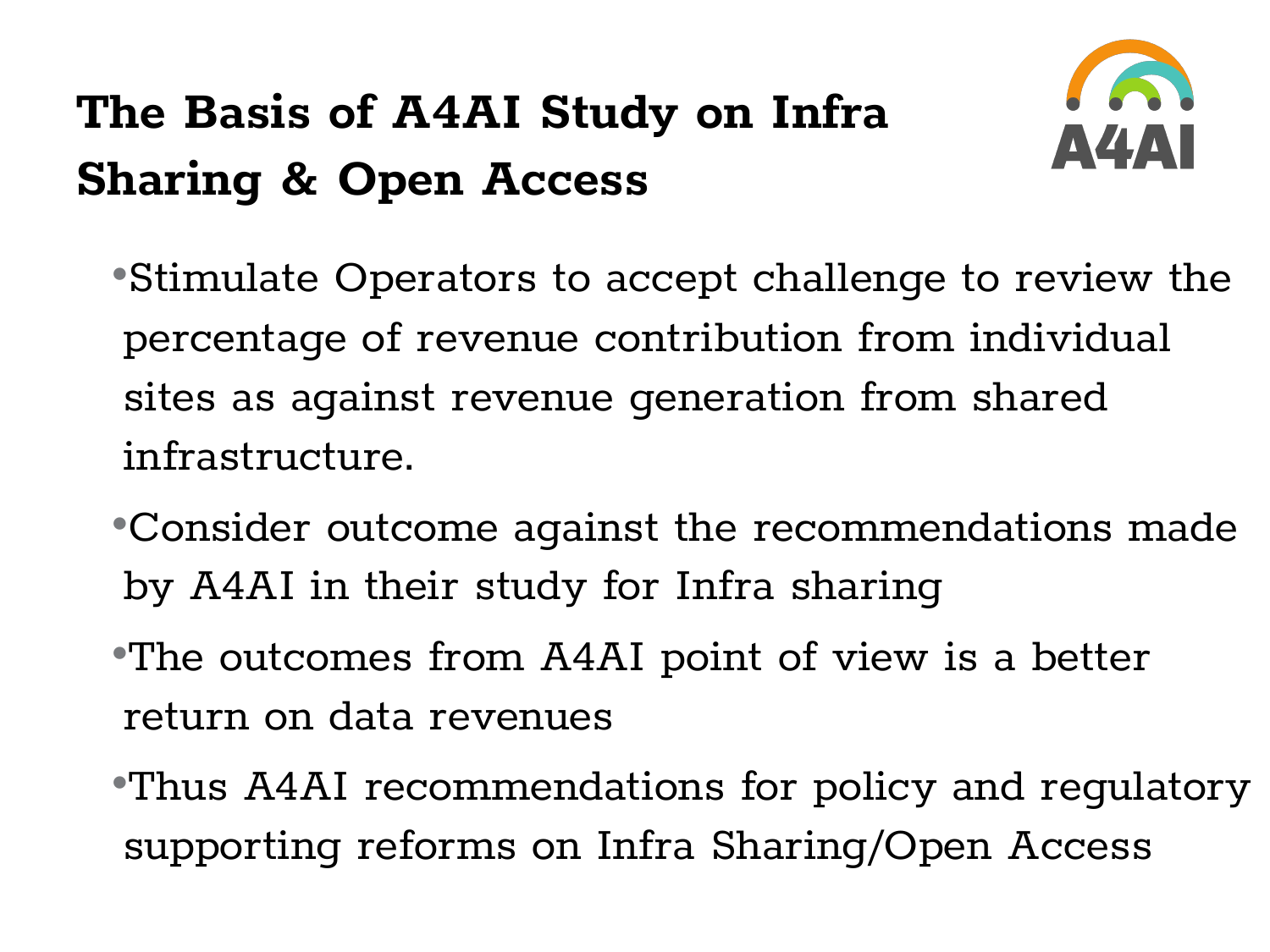# The Basis of A4AI Study on Infra Sharing & Open Access

- Stimulate Operators to accept challenge to review the percentage of revenue contribution from individual sites as against revenue generation from shared infrastructure.
- Consider outcome against the recommendations made by A4AI in their study for Infra sharing
- The outcomes from A4AI point of view is a better return on data revenues
- Thus A4AI recommendations for policy and regulatory supporting reforms on Infra Sharing/Open Access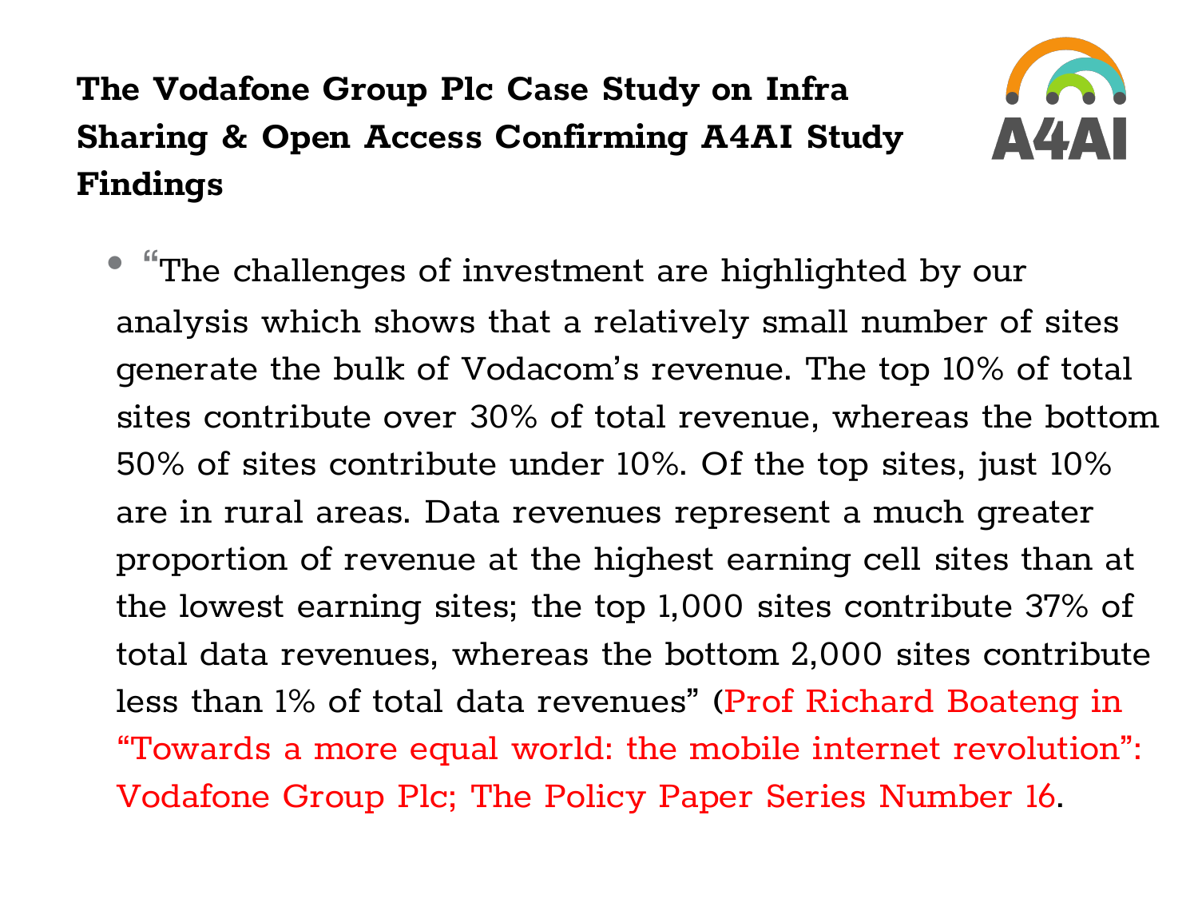## The Vodafone Group Plc Case Study on Infra Sharing & Open Access Confirming A4AI Study Findings

- "The challenges of investment are highlighted by our analysis which shows that a relatively small number of sites generate the bulk of Vodacom's revenue. The top 10% of total sites contribute over 30% of total revenue, whereas the bottom 50% of sites contribute under 10%. Of the top sites, just 10% are in rural areas. Data revenues represent a much greater proportion of revenue at the highest earning cell sites than at the lowest earning sites; the top 1,000 sites contribute 37% of total data revenues, whereas the bottom 2,000 sites contribute less than 1% of total data revenues" (Prof Richard Boateng in "Towards a more equal world: the mobile internet revolution": Vodafone Group Plc; The Policy Paper Series Number 16.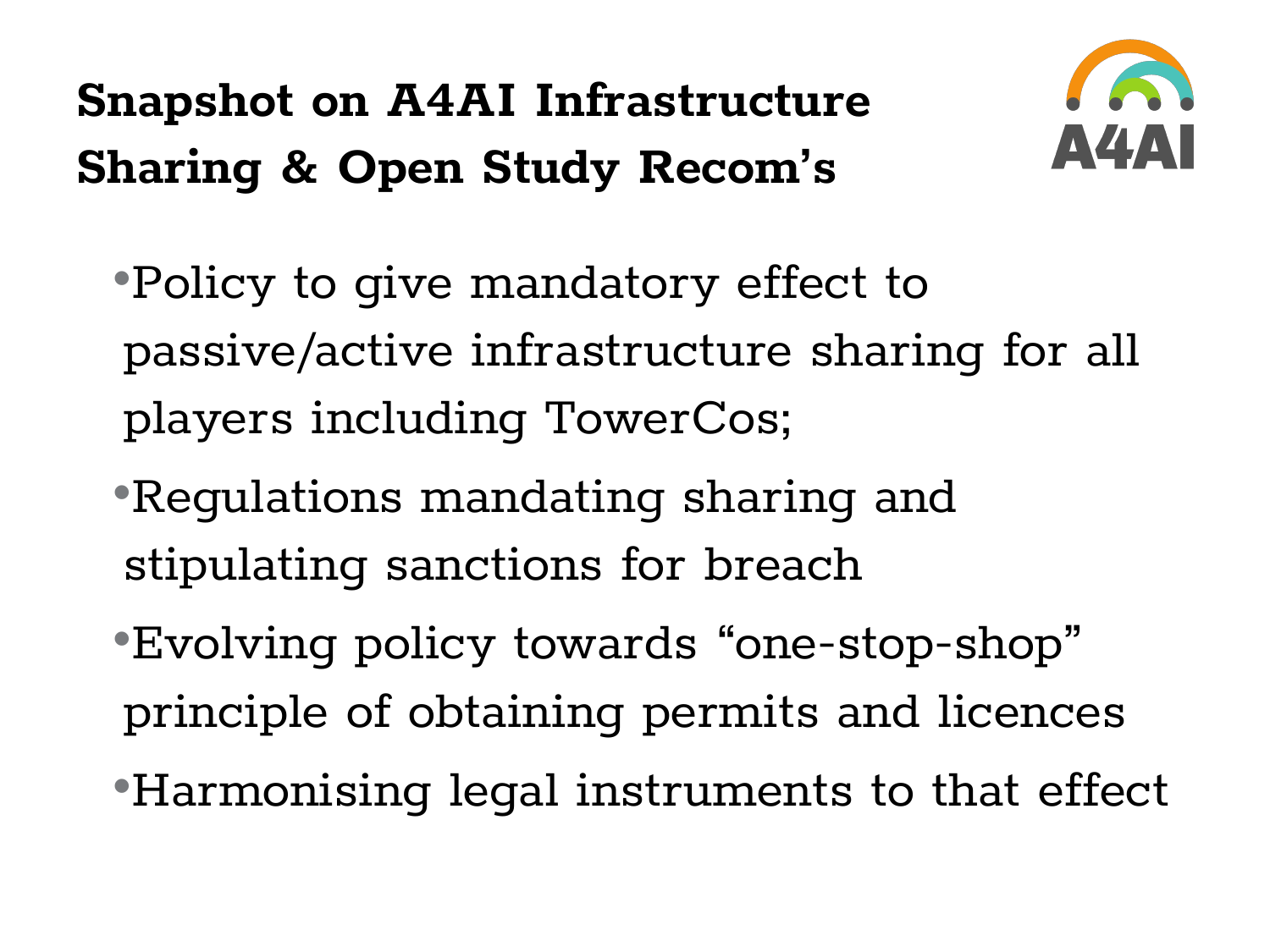# Snapshot on A4AI Infrastructure Sharing & Open Study Recom's

- Policy to give mandatory effect to passive/active infrastructure sharing for all players including TowerCos;
- Regulations mandating sharing and stipulating sanctions for breach
- Evolving policy towards "one-stop-shop" principle of obtaining permits and licences
- Harmonising legal instruments to that effect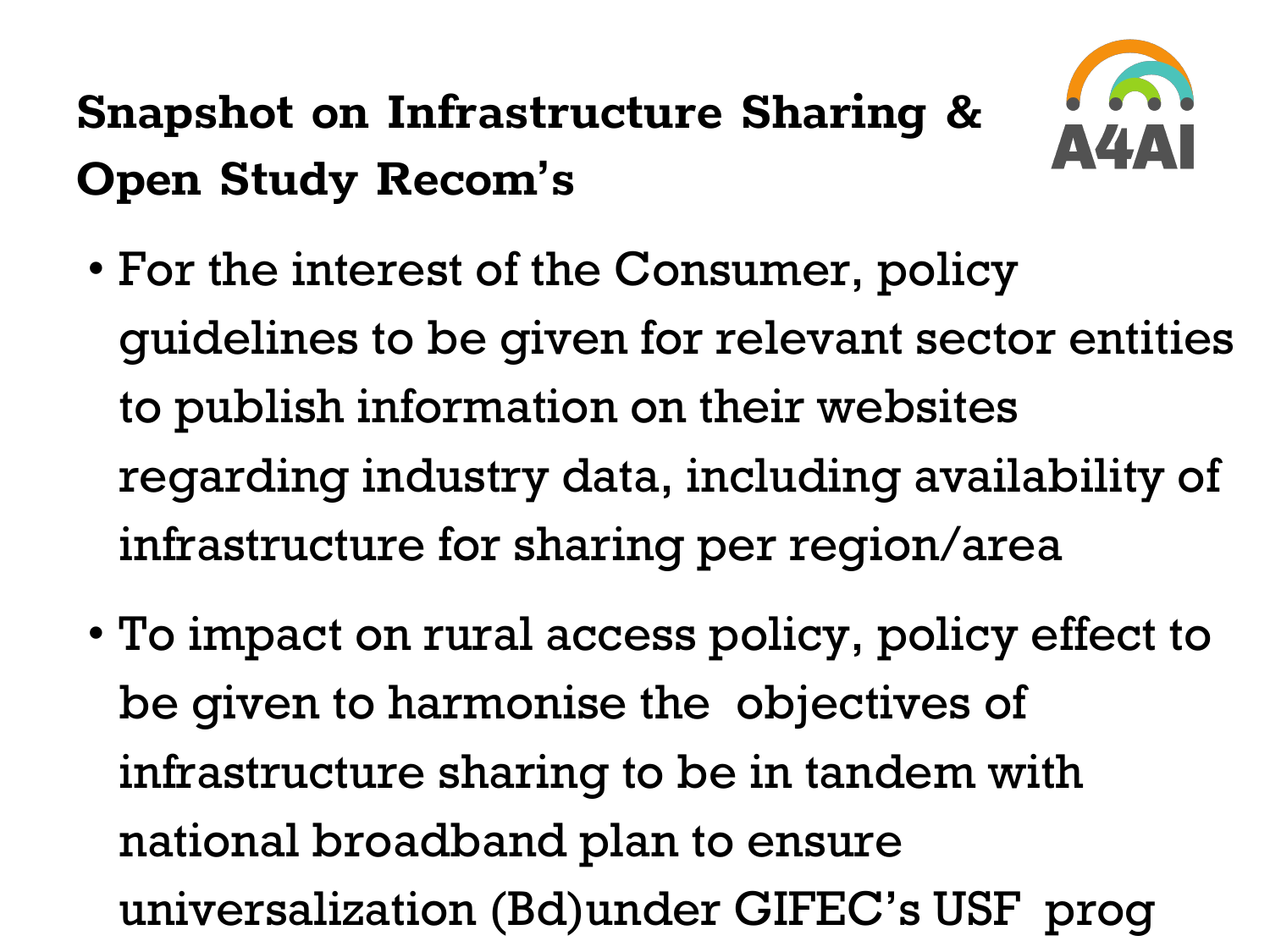## Snapshot on Infrastructure Sharing & Open Study Recom's

- For the interest of the Consumer, policy guidelines to be given for relevant sector entities to publish information on their websites regarding industry data, including availability of infrastructure for sharing per region/area
- To impact on rural access policy, policy effect to be given to harmonise the objectives of infrastructure sharing to be in tandem with national broadband plan to ensure universalization (Bd)under GIFEC's USF prog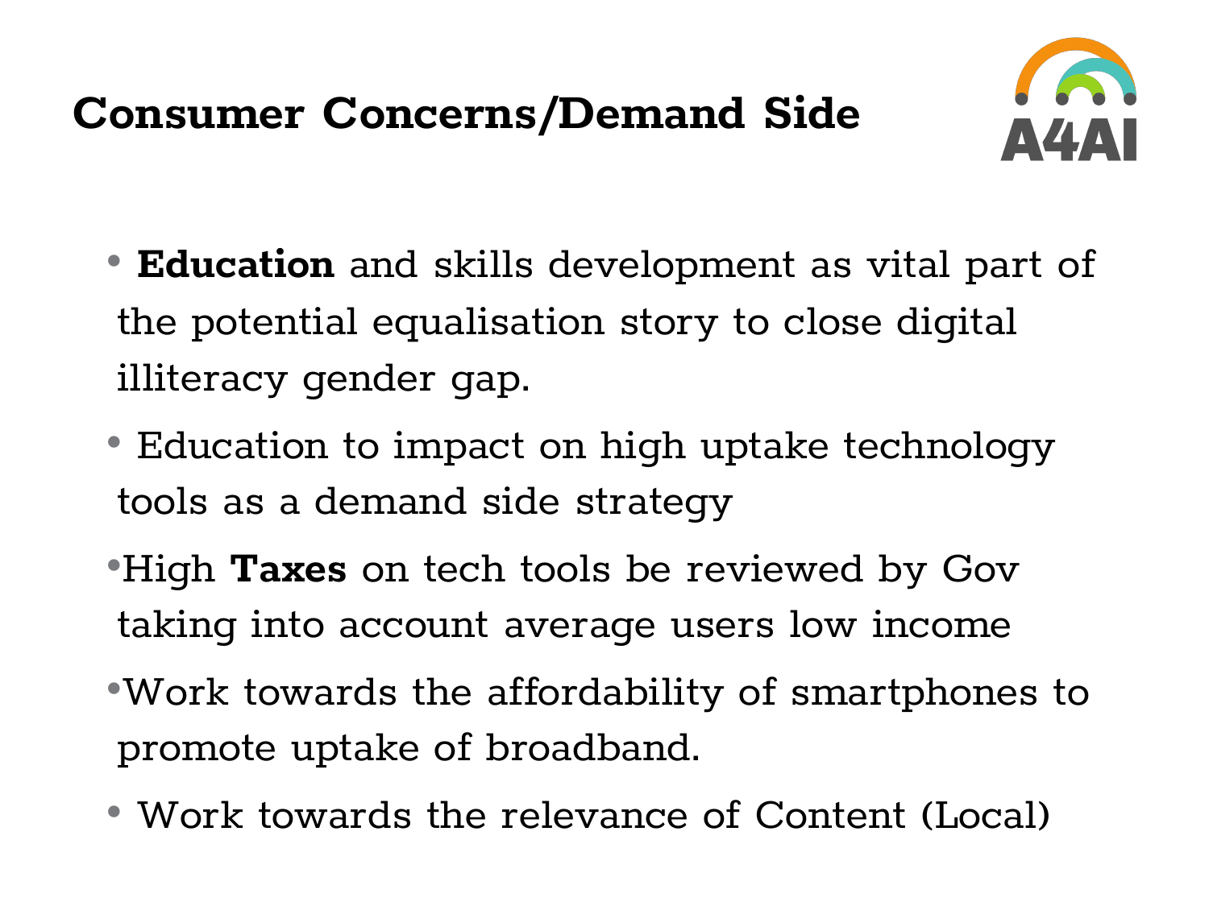# Consumer Concerns/Demand Side

- **Education** and skills development as vital part of the potential equalisation story to close digital illiteracy gender gap.
- Education to impact on high uptake technology tools as a demand side strategy
- High **Taxes** on tech tools be reviewed by Gov taking into account average users low income
- Work towards the affordability of smartphones to promote uptake of broadband.
- Work towards the relevance of Content (Local)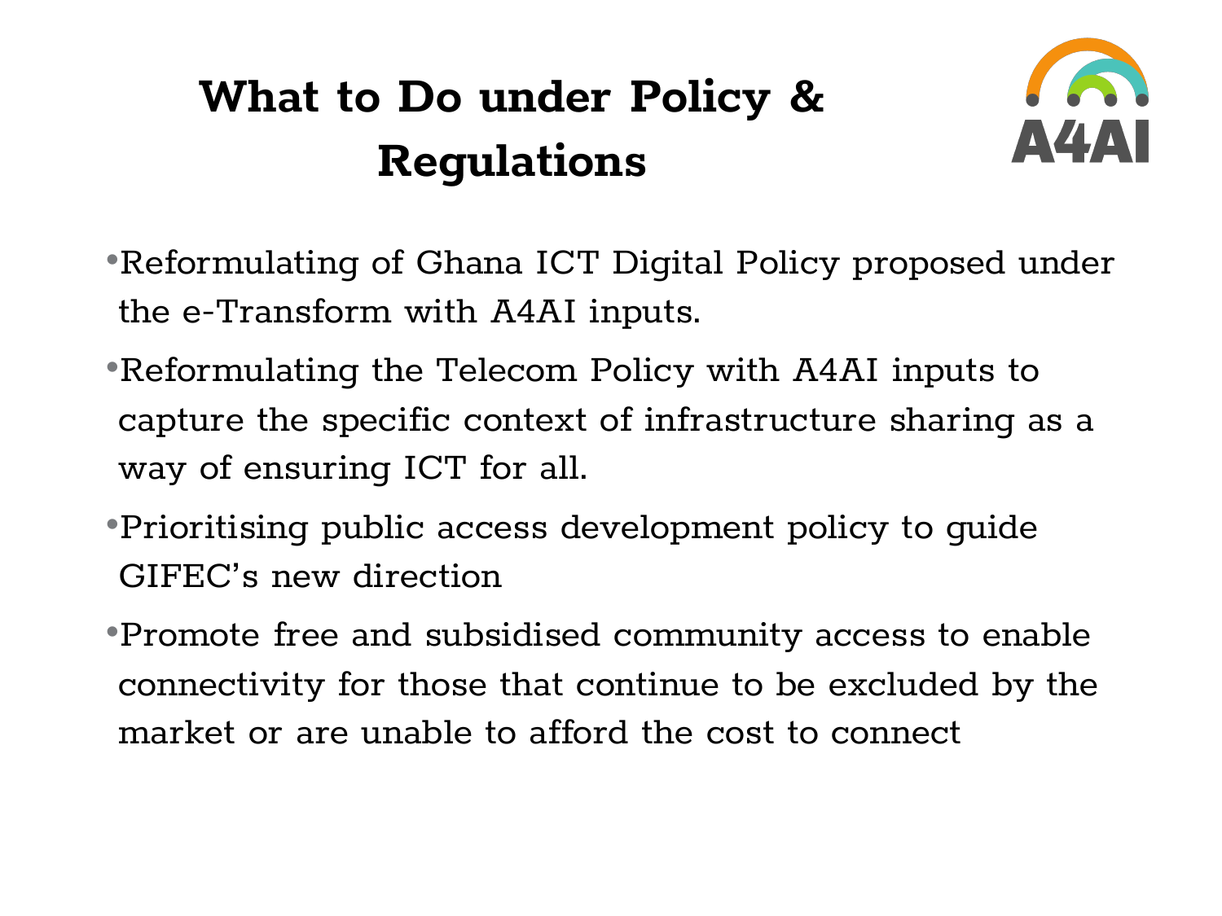# What to Do under Policy & Regulations

- Reformulating of Ghana ICT Digital Policy proposed under the e-Transform with A4AI inputs.
- Reformulating the Telecom Policy with A4AI inputs to capture the specific context of infrastructure sharing as a way of ensuring ICT for all.
- Prioritising public access development policy to guide GIFEC's new direction
- Promote free and subsidised community access to enable connectivity for those that continue to be excluded by the market or are unable to afford the cost to connect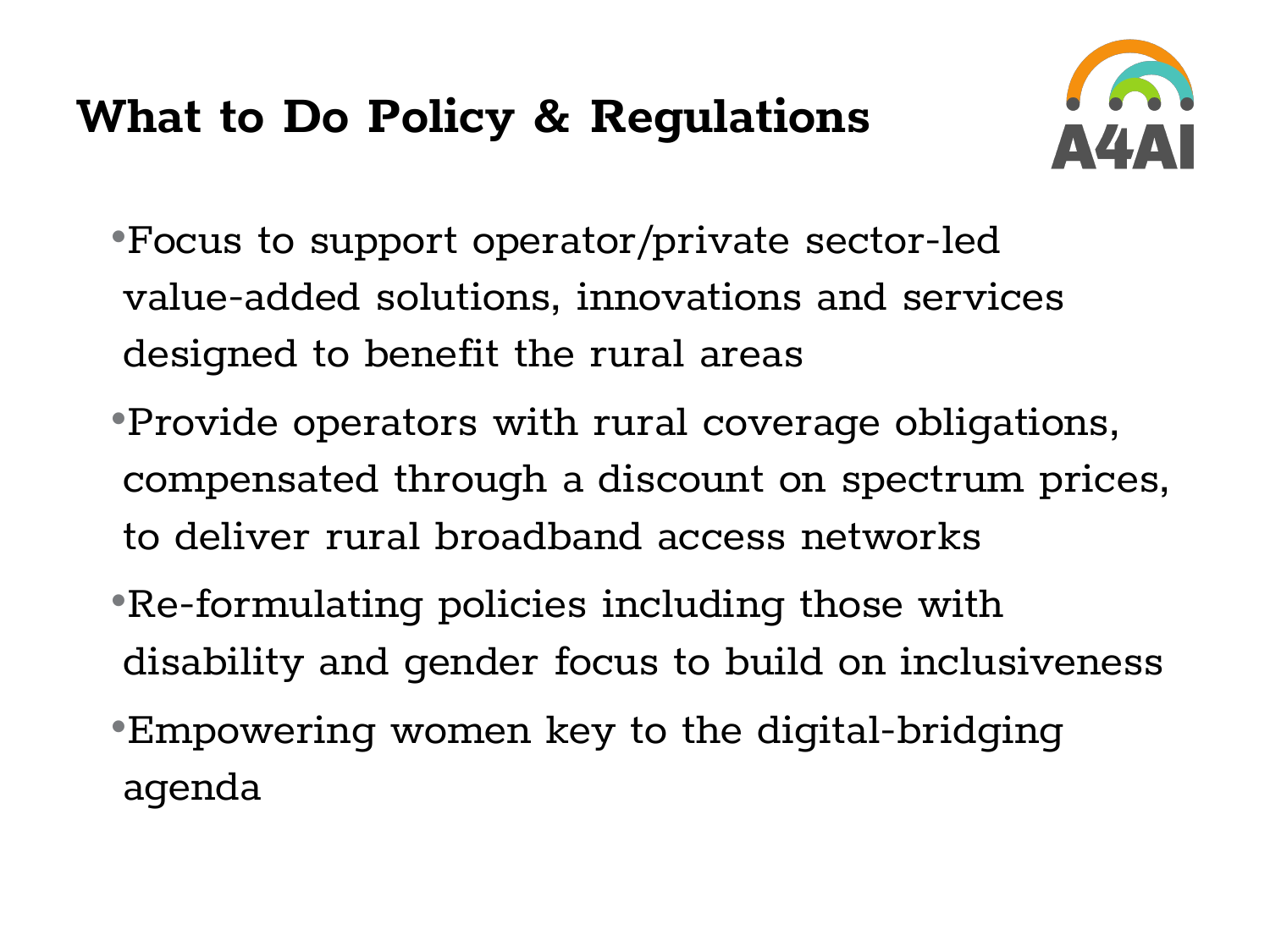# What to Do Policy & Regulations

- Focus to support operator/private sector-led value-added solutions, innovations and services designed to benefit the rural areas
- Provide operators with rural coverage obligations, compensated through a discount on spectrum prices, to deliver rural broadband access networks
- Re-formulating policies including those with disability and gender focus to build on inclusiveness
- Empowering women key to the digital-bridging agenda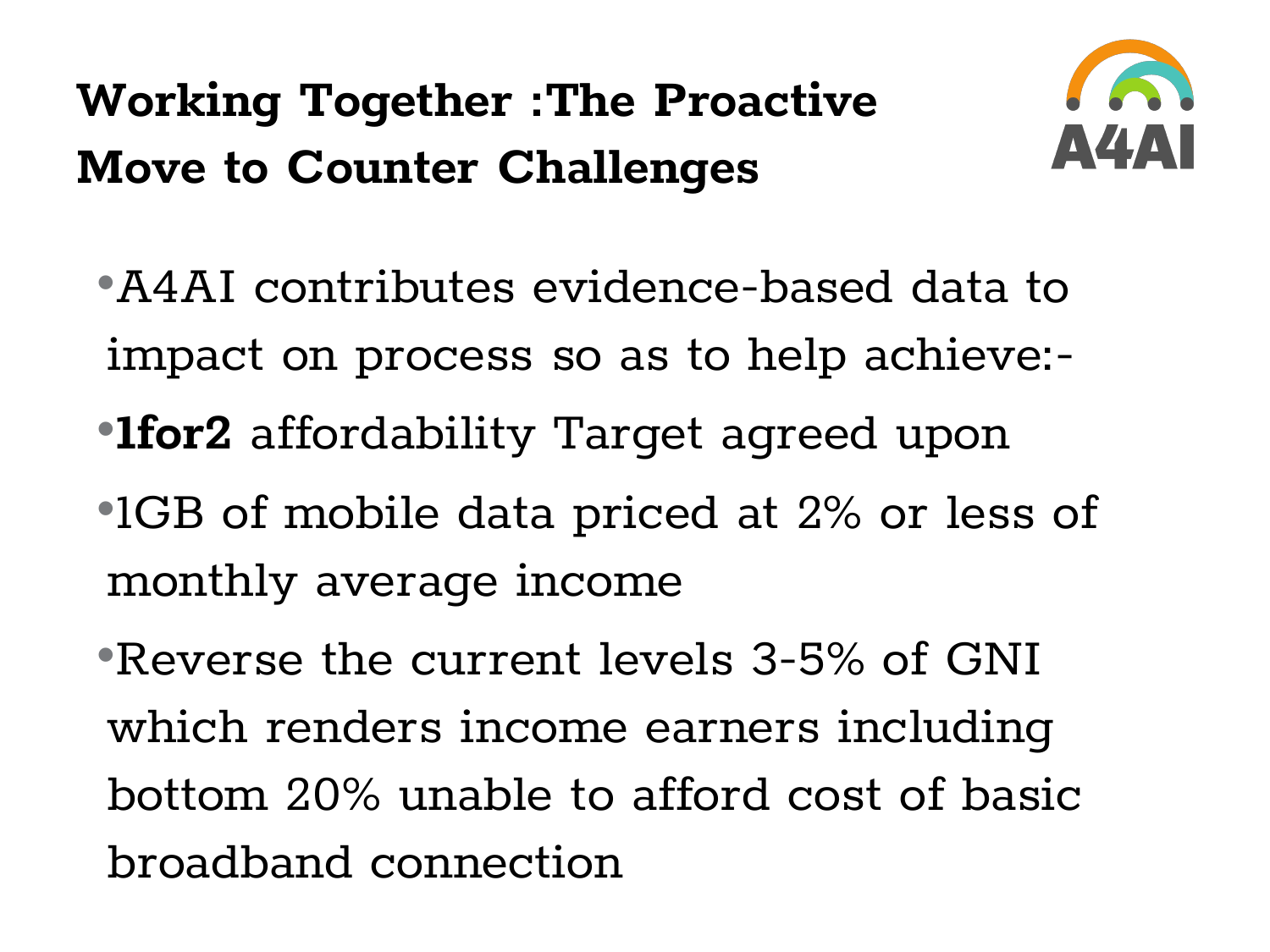# Working Together :The Proactive Move to Counter Challenges

A4AI

- A4AI contributes evidence-based data to impact on process so as to help achieve:-
- **1for2** affordability Target agreed upon
- 1GB of mobile data priced at 2% or less of monthly average income
- Reverse the current levels 3-5% of GNI which renders income earners including bottom 20% unable to afford cost of basic broadband connection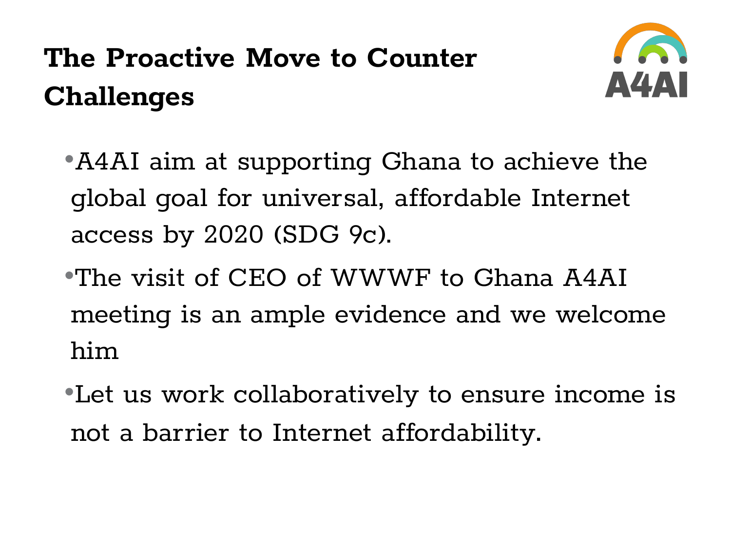# The Proactive Move to Counter Challenges

- A4AI aim at supporting Ghana to achieve the global goal for universal, affordable Internet access by 2020 (SDG 9c).
- The visit of CEO of WWWF to Ghana A4AI meeting is an ample evidence and we welcome him
- Let us work collaboratively to ensure income is not a barrier to Internet affordability.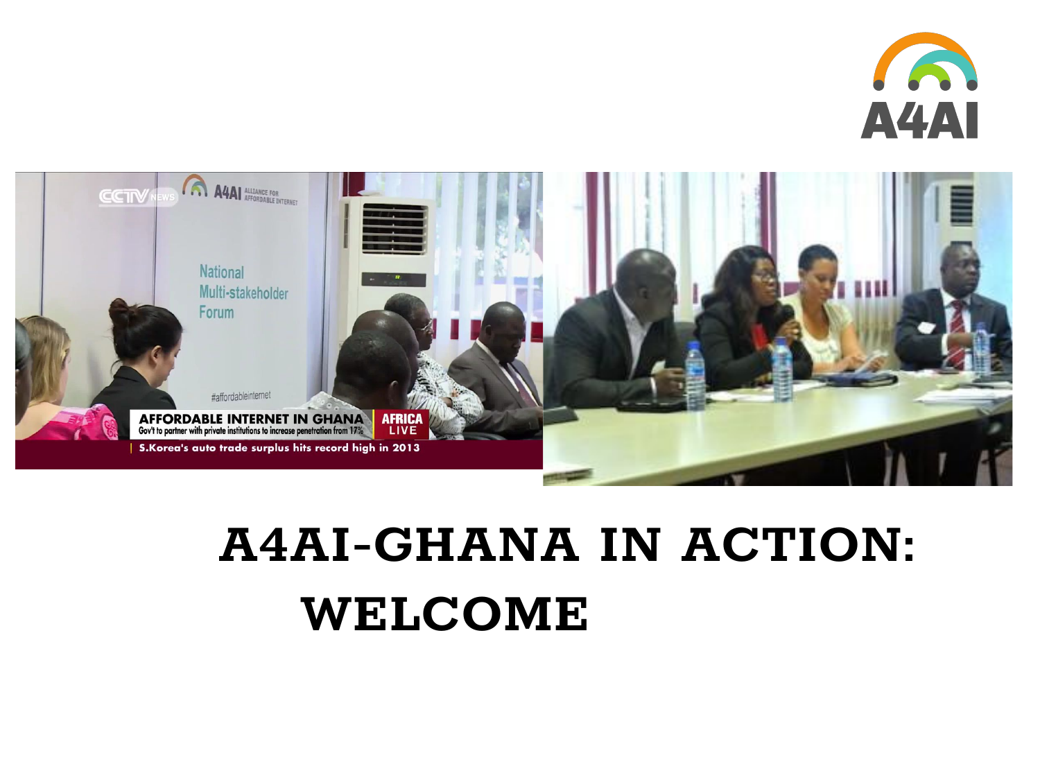# A4AI-GHANA IN ACTION: WELCOME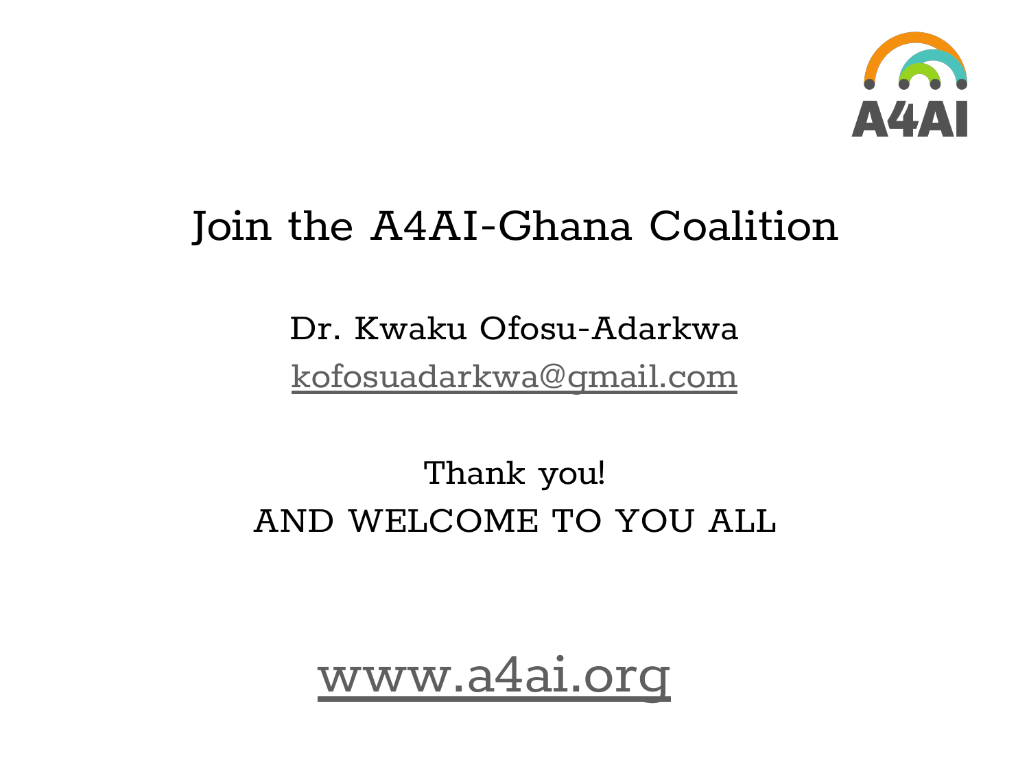A4AI

# Join the A4AI-Ghana Coalition

Dr. Kwaku Ofosu-Adarkwa

kofosuadarkwa@gmail.com

Thank you!

AND WELCOME TO YOU ALL

www.a4ai.org